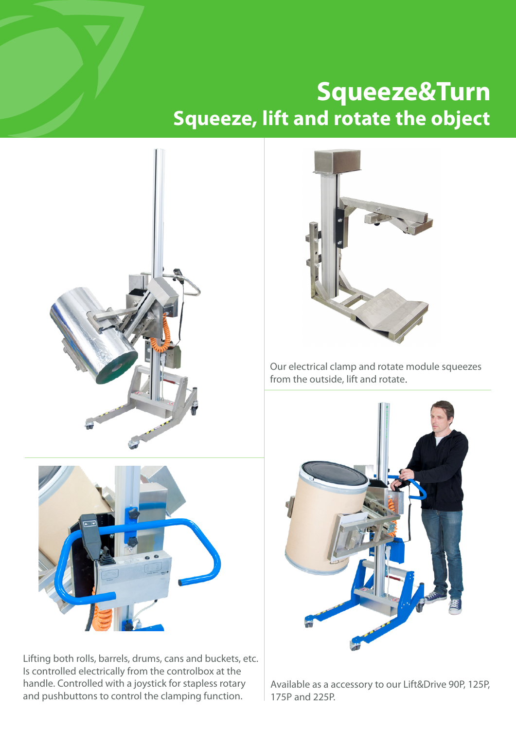# Squeeze&Turn

## Squeeze, lift and rotate the object

Our electrical clamp and rotate module squeezes from the outside, lift and rotate.

Lifting both rolls, barrels, drums, cans and buckets, etc. Is controlled electrically from the controlbox at the handle. Controlled with a joystick for stapless rotary and pushbuttons to control the clamping function.

Available as a accessory to our Lift&Drive 90P, 125P, 175P and 225P.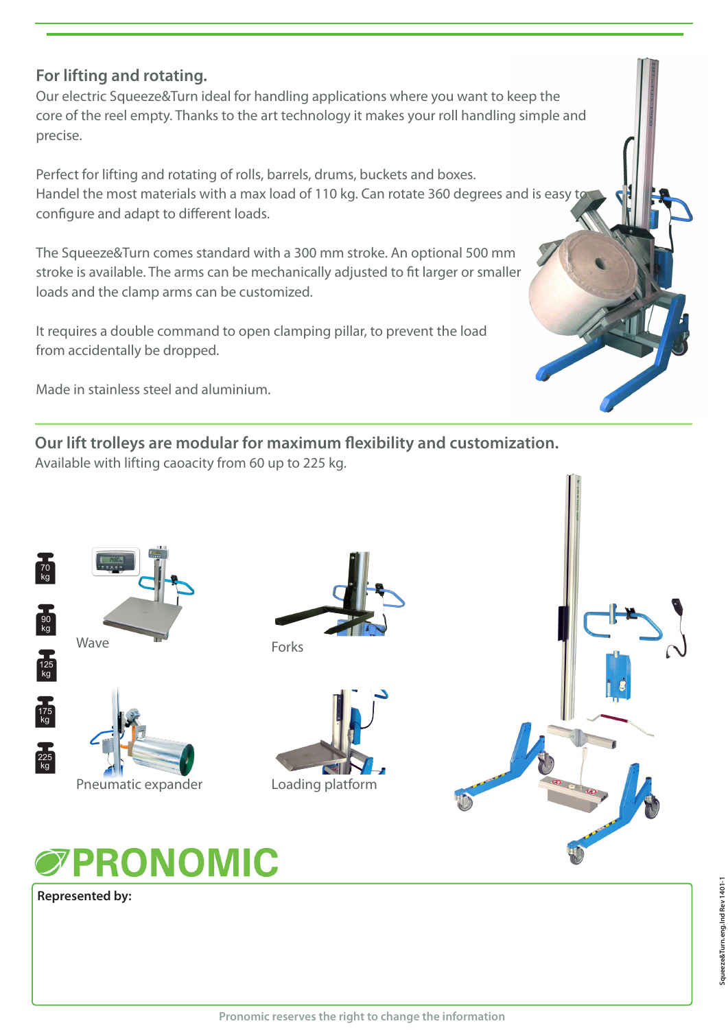## For lifting and rotating.

Our electric Squeeze&Turn ideal for handling applications where you want to keep the core of the reel empty. Thanks to the art technology it makes your roll handling simple and precise.

Perfect for lifting and rotating of rolls, barrels, drums, buckets and boxes. Handel the most materials with a max load of 110 kg. Can rotate 360 degrees and is easy to configure and adapt to different loads.

The Squeeze&Turn comes standard with a 300 mm stroke. An optional 500 mm stroke is available. The arms can be mechanically adjusted to fit larger or smaller loads and the clamp arms can be customized.

It requires a double command to open clamping pillar, to prevent the load from accidentally be dropped.

Made in stainless steel and aluminium.

## Our lift trolleys are modular for maximum flexibility and customization.

Available with lifting caoacity from 60 up to 225 kg.

70 kg

90 kg

125 kg

175 kg

225 kg

Wave

Forks

Pneumatic expander

Loading platform

PRONOMIC

**Represented by:**

Pronomic reserves the right to change the information

Squeeze&Turn.eng.Ind Rev 1401-1